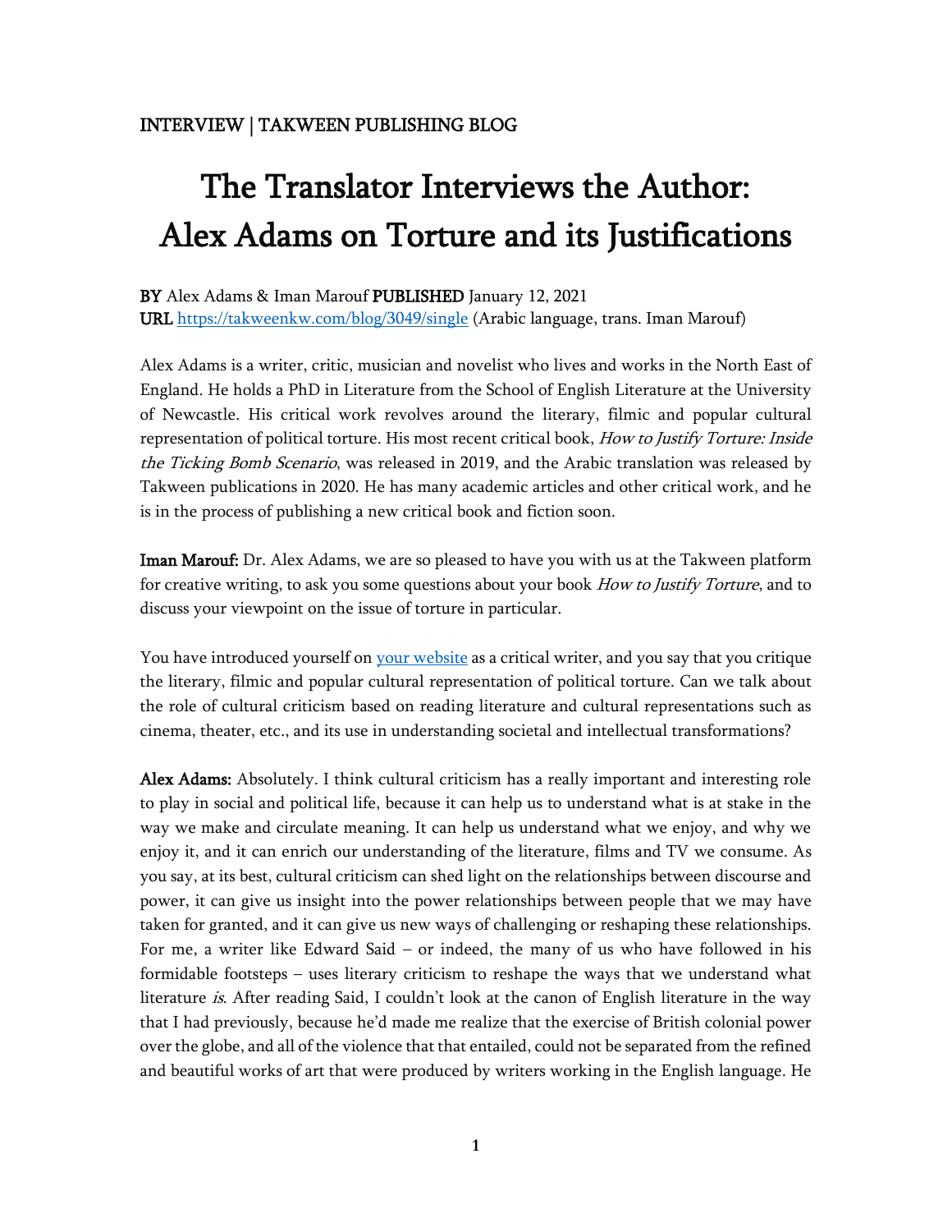INTERVIEW | TAKWEEN PUBLISHING BLOG

# The Translator Interviews the Author: Alex Adams on Torture and its Justifications

**BY** Alex Adams & Iman Marouf **PUBLISHED** January 12, 2021
**URL** [https://takweenkw.com/blog/3049/single](https://takweenkw.com/blog/3049/single) (Arabic language, trans. Iman Marouf)

Alex Adams is a writer, critic, musician and novelist who lives and works in the North East of England. He holds a PhD in Literature from the School of English Literature at the University of Newcastle. His critical work revolves around the literary, filmic and popular cultural representation of political torture. His most recent critical book, *How to Justify Torture: Inside the Ticking Bomb Scenario*, was released in 2019, and the Arabic translation was released by Takween publications in 2020. He has many academic articles and other critical work, and he is in the process of publishing a new critical book and fiction soon.

**Iman Marouf:** Dr. Alex Adams, we are so pleased to have you with us at the Takween platform for creative writing, to ask you some questions about your book *How to Justify Torture*, and to discuss your viewpoint on the issue of torture in particular.

You have introduced yourself on [your website]() as a critical writer, and you say that you critique the literary, filmic and popular cultural representation of political torture. Can we talk about the role of cultural criticism based on reading literature and cultural representations such as cinema, theater, etc., and its use in understanding societal and intellectual transformations?

**Alex Adams:** Absolutely. I think cultural criticism has a really important and interesting role to play in social and political life, because it can help us to understand what is at stake in the way we make and circulate meaning. It can help us understand what we enjoy, and why we enjoy it, and it can enrich our understanding of the literature, films and TV we consume. As you say, at its best, cultural criticism can shed light on the relationships between discourse and power, it can give us insight into the power relationships between people that we may have taken for granted, and it can give us new ways of challenging or reshaping these relationships. For me, a writer like Edward Said – or indeed, the many of us who have followed in his formidable footsteps – uses literary criticism to reshape the ways that we understand what literature *is*. After reading Said, I couldn't look at the canon of English literature in the way that I had previously, because he'd made me realize that the exercise of British colonial power over the globe, and all of the violence that that entailed, could not be separated from the refined and beautiful works of art that were produced by writers working in the English language. He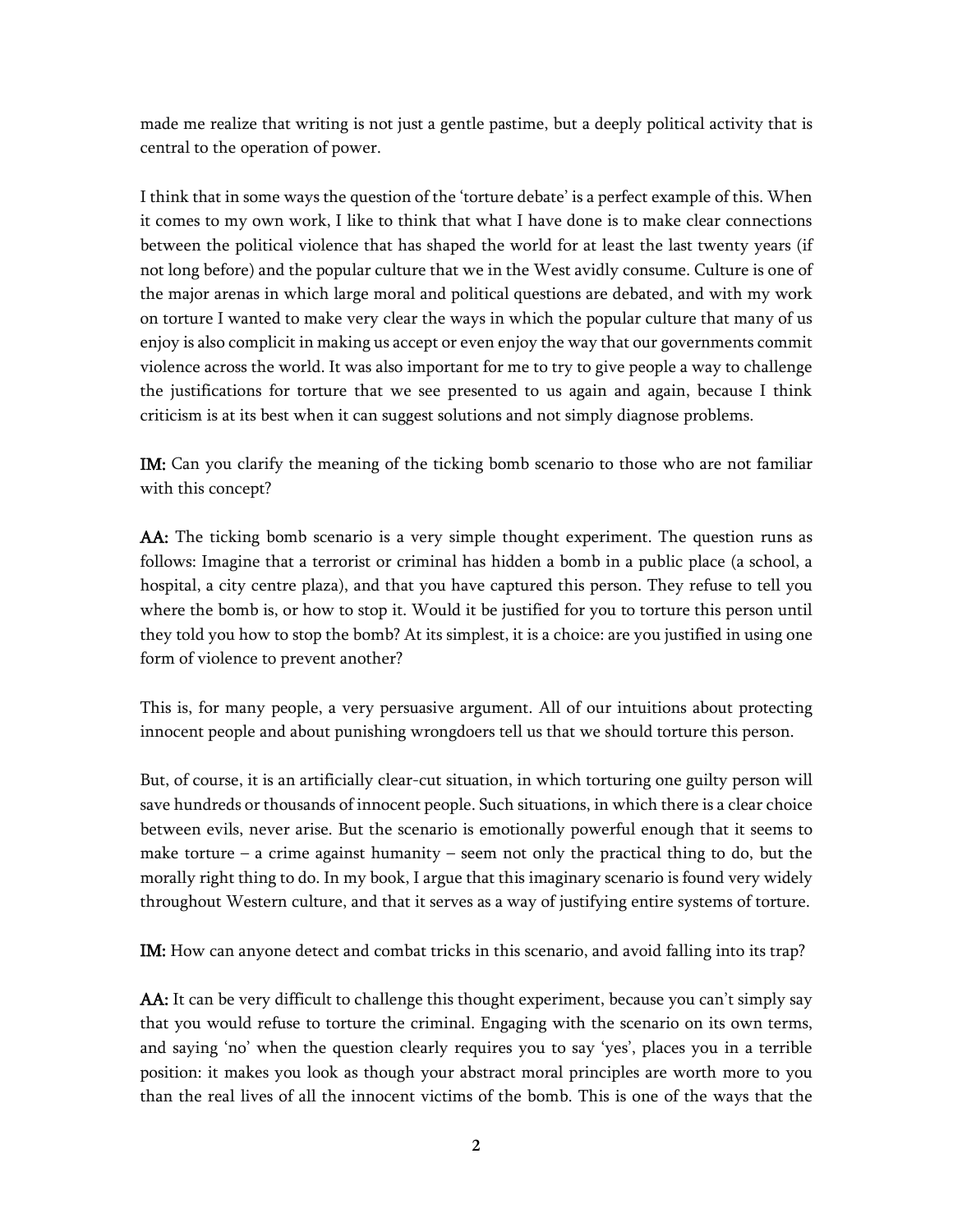made me realize that writing is not just a gentle pastime, but a deeply political activity that is central to the operation of power.

I think that in some ways the question of the 'torture debate' is a perfect example of this. When it comes to my own work, I like to think that what I have done is to make clear connections between the political violence that has shaped the world for at least the last twenty years (if not long before) and the popular culture that we in the West avidly consume. Culture is one of the major arenas in which large moral and political questions are debated, and with my work on torture I wanted to make very clear the ways in which the popular culture that many of us enjoy is also complicit in making us accept or even enjoy the way that our governments commit violence across the world. It was also important for me to try to give people a way to challenge the justifications for torture that we see presented to us again and again, because I think criticism is at its best when it can suggest solutions and not simply diagnose problems.

**IM:** Can you clarify the meaning of the ticking bomb scenario to those who are not familiar with this concept?

**AA:** The ticking bomb scenario is a very simple thought experiment. The question runs as follows: Imagine that a terrorist or criminal has hidden a bomb in a public place (a school, a hospital, a city centre plaza), and that you have captured this person. They refuse to tell you where the bomb is, or how to stop it. Would it be justified for you to torture this person until they told you how to stop the bomb? At its simplest, it is a choice: are you justified in using one form of violence to prevent another?

This is, for many people, a very persuasive argument. All of our intuitions about protecting innocent people and about punishing wrongdoers tell us that we should torture this person.

But, of course, it is an artificially clear-cut situation, in which torturing one guilty person will save hundreds or thousands of innocent people. Such situations, in which there is a clear choice between evils, never arise. But the scenario is emotionally powerful enough that it seems to make torture – a crime against humanity – seem not only the practical thing to do, but the morally right thing to do. In my book, I argue that this imaginary scenario is found very widely throughout Western culture, and that it serves as a way of justifying entire systems of torture.

**IM:** How can anyone detect and combat tricks in this scenario, and avoid falling into its trap?

**AA:** It can be very difficult to challenge this thought experiment, because you can't simply say that you would refuse to torture the criminal. Engaging with the scenario on its own terms, and saying 'no' when the question clearly requires you to say 'yes', places you in a terrible position: it makes you look as though your abstract moral principles are worth more to you than the real lives of all the innocent victims of the bomb. This is one of the ways that the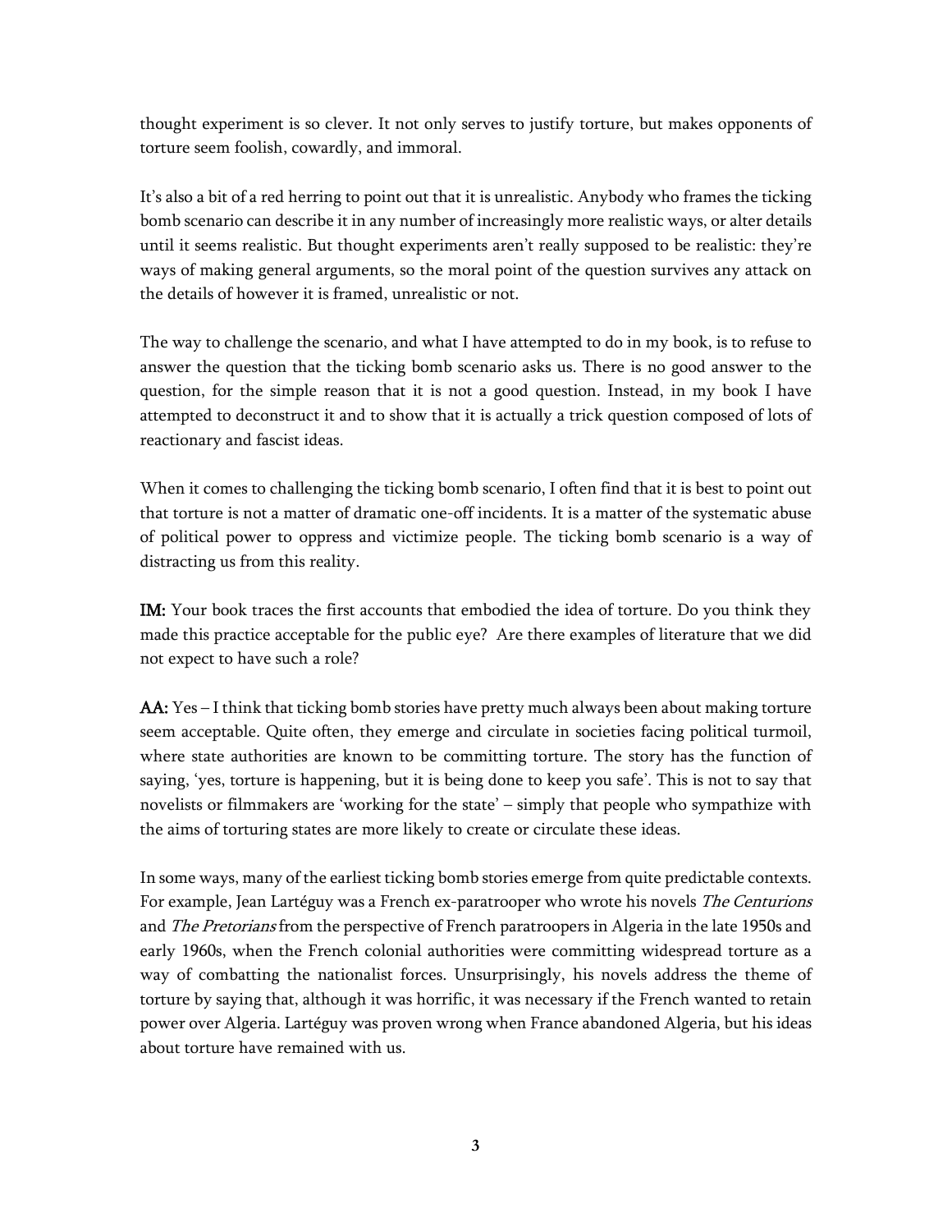thought experiment is so clever. It not only serves to justify torture, but makes opponents of torture seem foolish, cowardly, and immoral.

It's also a bit of a red herring to point out that it is unrealistic. Anybody who frames the ticking bomb scenario can describe it in any number of increasingly more realistic ways, or alter details until it seems realistic. But thought experiments aren't really supposed to be realistic: they're ways of making general arguments, so the moral point of the question survives any attack on the details of however it is framed, unrealistic or not.

The way to challenge the scenario, and what I have attempted to do in my book, is to refuse to answer the question that the ticking bomb scenario asks us. There is no good answer to the question, for the simple reason that it is not a good question. Instead, in my book I have attempted to deconstruct it and to show that it is actually a trick question composed of lots of reactionary and fascist ideas.

When it comes to challenging the ticking bomb scenario, I often find that it is best to point out that torture is not a matter of dramatic one-off incidents. It is a matter of the systematic abuse of political power to oppress and victimize people. The ticking bomb scenario is a way of distracting us from this reality.

**IM:** Your book traces the first accounts that embodied the idea of torture. Do you think they made this practice acceptable for the public eye? Are there examples of literature that we did not expect to have such a role?

**AA:** Yes – I think that ticking bomb stories have pretty much always been about making torture seem acceptable. Quite often, they emerge and circulate in societies facing political turmoil, where state authorities are known to be committing torture. The story has the function of saying, 'yes, torture is happening, but it is being done to keep you safe'. This is not to say that novelists or filmmakers are 'working for the state' – simply that people who sympathize with the aims of torturing states are more likely to create or circulate these ideas.

In some ways, many of the earliest ticking bomb stories emerge from quite predictable contexts. For example, Jean Lartéguy was a French ex-paratrooper who wrote his novels *The Centurions* and *The Pretorians* from the perspective of French paratroopers in Algeria in the late 1950s and early 1960s, when the French colonial authorities were committing widespread torture as a way of combatting the nationalist forces. Unsurprisingly, his novels address the theme of torture by saying that, although it was horrific, it was necessary if the French wanted to retain power over Algeria. Lartéguy was proven wrong when France abandoned Algeria, but his ideas about torture have remained with us.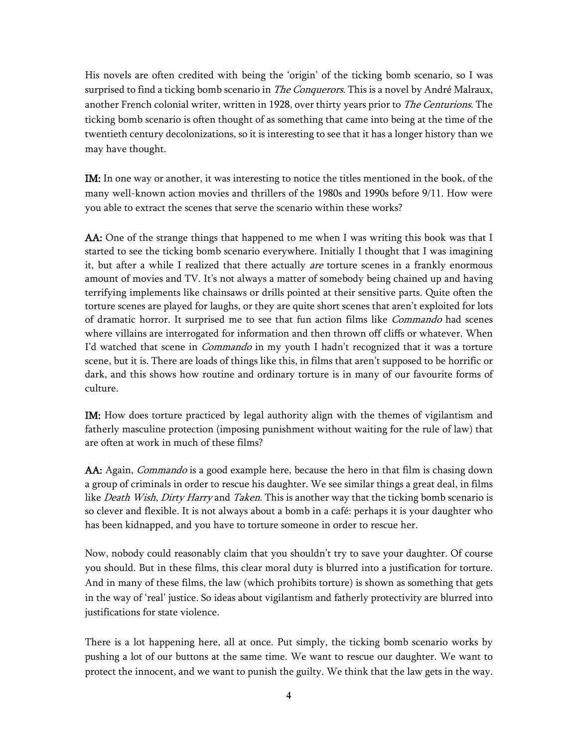His novels are often credited with being the 'origin' of the ticking bomb scenario, so I was surprised to find a ticking bomb scenario in *The Conquerors*. This is a novel by André Malraux, another French colonial writer, written in 1928, over thirty years prior to *The Centurions*. The ticking bomb scenario is often thought of as something that came into being at the time of the twentieth century decolonizations, so it is interesting to see that it has a longer history than we may have thought.

**IM:** In one way or another, it was interesting to notice the titles mentioned in the book, of the many well-known action movies and thrillers of the 1980s and 1990s before 9/11. How were you able to extract the scenes that serve the scenario within these works?

**AA:** One of the strange things that happened to me when I was writing this book was that I started to see the ticking bomb scenario everywhere. Initially I thought that I was imagining it, but after a while I realized that there actually *are* torture scenes in a frankly enormous amount of movies and TV. It's not always a matter of somebody being chained up and having terrifying implements like chainsaws or drills pointed at their sensitive parts. Quite often the torture scenes are played for laughs, or they are quite short scenes that aren't exploited for lots of dramatic horror. It surprised me to see that fun action films like *Commando* had scenes where villains are interrogated for information and then thrown off cliffs or whatever. When I'd watched that scene in *Commando* in my youth I hadn't recognized that it was a torture scene, but it is. There are loads of things like this, in films that aren't supposed to be horrific or dark, and this shows how routine and ordinary torture is in many of our favourite forms of culture.

**IM:** How does torture practiced by legal authority align with the themes of vigilantism and fatherly masculine protection (imposing punishment without waiting for the rule of law) that are often at work in much of these films?

**AA:** Again, *Commando* is a good example here, because the hero in that film is chasing down a group of criminals in order to rescue his daughter. We see similar things a great deal, in films like *Death Wish*, *Dirty Harry* and *Taken*. This is another way that the ticking bomb scenario is so clever and flexible. It is not always about a bomb in a café: perhaps it is your daughter who has been kidnapped, and you have to torture someone in order to rescue her.

Now, nobody could reasonably claim that you shouldn't try to save your daughter. Of course you should. But in these films, this clear moral duty is blurred into a justification for torture. And in many of these films, the law (which prohibits torture) is shown as something that gets in the way of 'real' justice. So ideas about vigilantism and fatherly protectivity are blurred into justifications for state violence.

There is a lot happening here, all at once. Put simply, the ticking bomb scenario works by pushing a lot of our buttons at the same time. We want to rescue our daughter. We want to protect the innocent, and we want to punish the guilty. We think that the law gets in the way.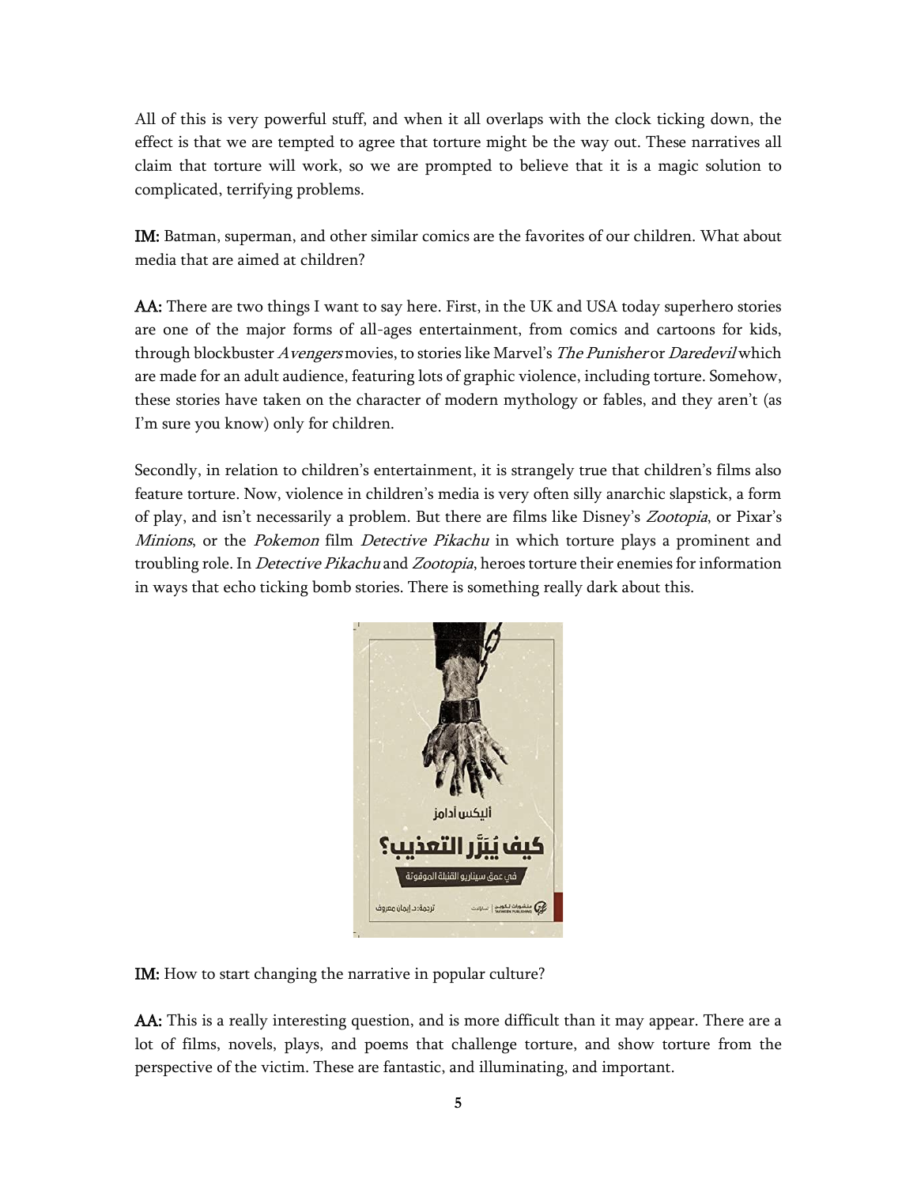All of this is very powerful stuff, and when it all overlaps with the clock ticking down, the effect is that we are tempted to agree that torture might be the way out. These narratives all claim that torture will work, so we are prompted to believe that it is a magic solution to complicated, terrifying problems.

**IM:** Batman, superman, and other similar comics are the favorites of our children. What about media that are aimed at children?

**AA:** There are two things I want to say here. First, in the UK and USA today superhero stories are one of the major forms of all-ages entertainment, from comics and cartoons for kids, through blockbuster *Avengers* movies, to stories like Marvel's *The Punisher* or *Daredevil* which are made for an adult audience, featuring lots of graphic violence, including torture. Somehow, these stories have taken on the character of modern mythology or fables, and they aren't (as I'm sure you know) only for children.

Secondly, in relation to children's entertainment, it is strangely true that children's films also feature torture. Now, violence in children's media is very often silly anarchic slapstick, a form of play, and isn't necessarily a problem. But there are films like Disney's *Zootopia*, or Pixar's *Minions*, or the *Pokemon* film *Detective Pikachu* in which torture plays a prominent and troubling role. In *Detective Pikachu* and *Zootopia*, heroes torture their enemies for information in ways that echo ticking bomb stories. There is something really dark about this.

**IM:** How to start changing the narrative in popular culture?

**AA:** This is a really interesting question, and is more difficult than it may appear. There are a lot of films, novels, plays, and poems that challenge torture, and show torture from the perspective of the victim. These are fantastic, and illuminating, and important.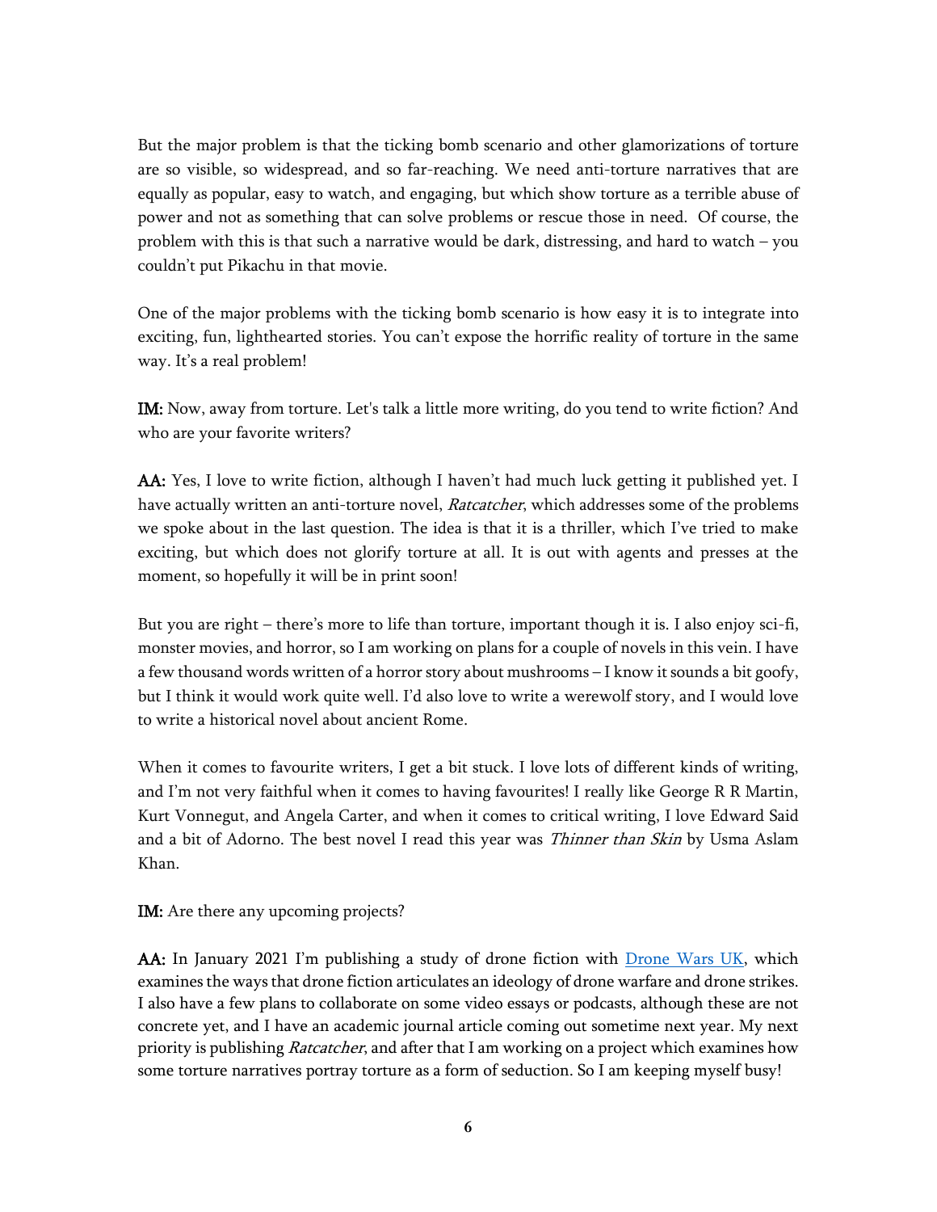But the major problem is that the ticking bomb scenario and other glamorizations of torture are so visible, so widespread, and so far-reaching. We need anti-torture narratives that are equally as popular, easy to watch, and engaging, but which show torture as a terrible abuse of power and not as something that can solve problems or rescue those in need. Of course, the problem with this is that such a narrative would be dark, distressing, and hard to watch – you couldn't put Pikachu in that movie.

One of the major problems with the ticking bomb scenario is how easy it is to integrate into exciting, fun, lighthearted stories. You can't expose the horrific reality of torture in the same way. It's a real problem!

**IM:** Now, away from torture. Let's talk a little more writing, do you tend to write fiction? And who are your favorite writers?

**AA:** Yes, I love to write fiction, although I haven't had much luck getting it published yet. I have actually written an anti-torture novel, *Ratcatcher*, which addresses some of the problems we spoke about in the last question. The idea is that it is a thriller, which I've tried to make exciting, but which does not glorify torture at all. It is out with agents and presses at the moment, so hopefully it will be in print soon!

But you are right – there's more to life than torture, important though it is. I also enjoy sci-fi, monster movies, and horror, so I am working on plans for a couple of novels in this vein. I have a few thousand words written of a horror story about mushrooms – I know it sounds a bit goofy, but I think it would work quite well. I'd also love to write a werewolf story, and I would love to write a historical novel about ancient Rome.

When it comes to favourite writers, I get a bit stuck. I love lots of different kinds of writing, and I'm not very faithful when it comes to having favourites! I really like George R R Martin, Kurt Vonnegut, and Angela Carter, and when it comes to critical writing, I love Edward Said and a bit of Adorno. The best novel I read this year was *Thinner than Skin* by Usma Aslam Khan.

**IM:** Are there any upcoming projects?

**AA:** In January 2021 I'm publishing a study of drone fiction with [Drone Wars UK](), which examines the ways that drone fiction articulates an ideology of drone warfare and drone strikes. I also have a few plans to collaborate on some video essays or podcasts, although these are not concrete yet, and I have an academic journal article coming out sometime next year. My next priority is publishing *Ratcatcher*, and after that I am working on a project which examines how some torture narratives portray torture as a form of seduction. So I am keeping myself busy!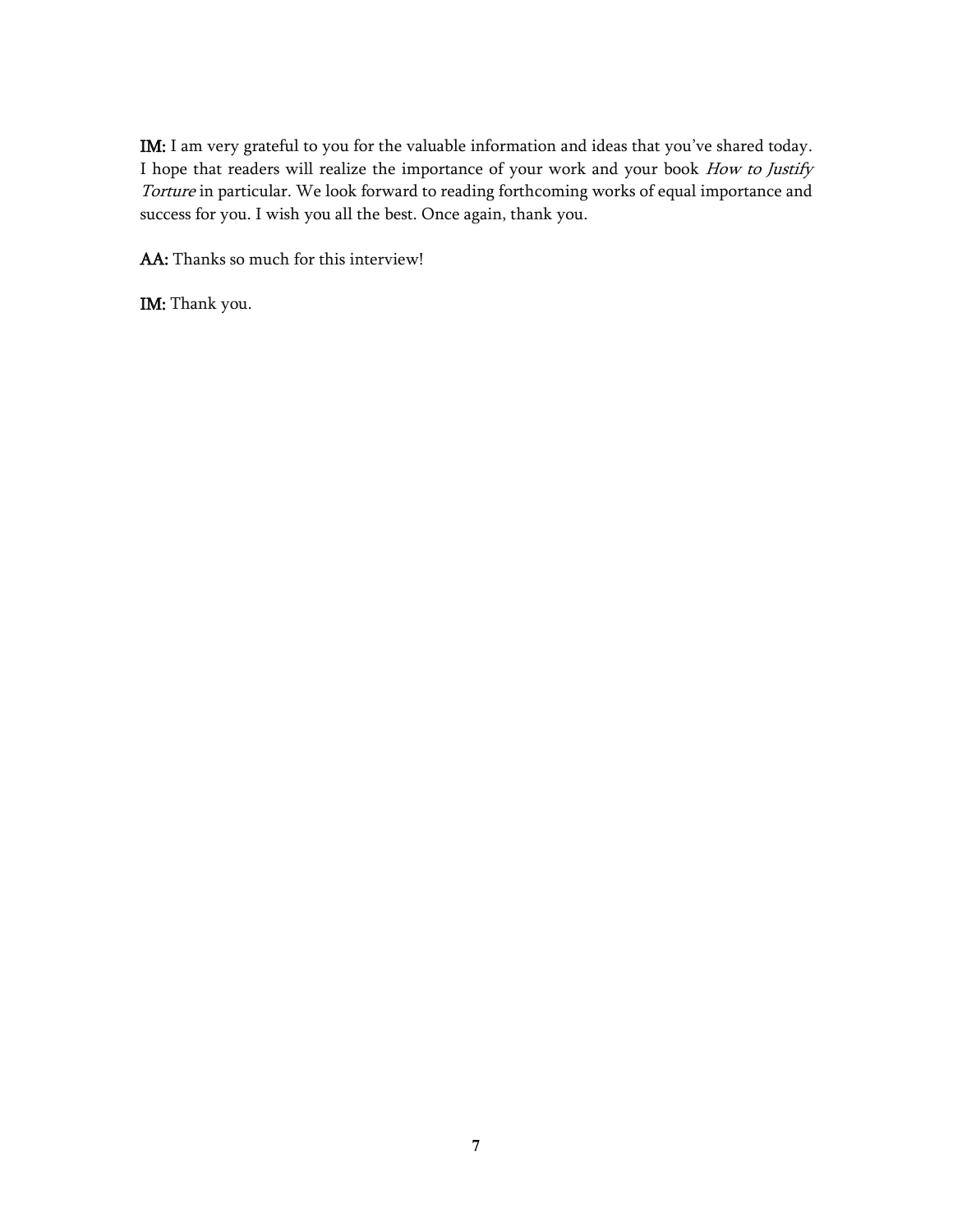**IM:** I am very grateful to you for the valuable information and ideas that you've shared today. I hope that readers will realize the importance of your work and your book *How to Justify Torture* in particular. We look forward to reading forthcoming works of equal importance and success for you. I wish you all the best. Once again, thank you.

**AA:** Thanks so much for this interview!

**IM:** Thank you.